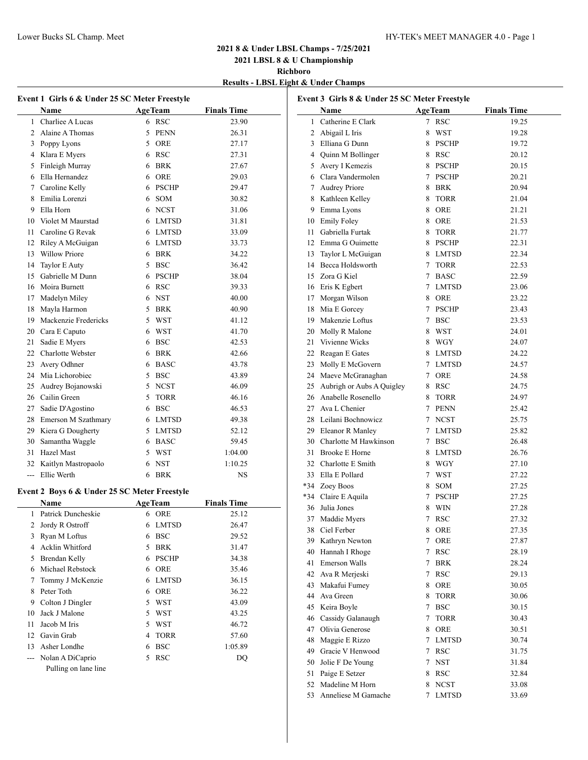**2021 8 & Under LBSL Champs - 7/25/2021**

**2021 LBSL 8 & U Championship**

**Richboro**

**Results - LBSL Eight & Under Champs**

### Event 1 Girls 6 & Under 25 SC Meter Freestyle

| | Name | Age | Team | Finals Time |
|---|---|---|---|---|
| 1 | Charliee A Lucas | 6 | RSC | 23.90 |
| 2 | Alaine A Thomas | 5 | PENN | 26.31 |
| 3 | Poppy Lyons | 5 | ORE | 27.17 |
| 4 | Klara E Myers | 6 | RSC | 27.31 |
| 5 | Finleigh Murray | 6 | BRK | 27.67 |
| 6 | Ella Hernandez | 6 | ORE | 29.03 |
| 7 | Caroline Kelly | 6 | PSCHP | 29.47 |
| 8 | Emilia Lorenzi | 6 | SOM | 30.82 |
| 9 | Ella Horn | 6 | NCST | 31.06 |
| 10 | Violet M Maurstad | 6 | LMTSD | 31.81 |
| 11 | Caroline G Revak | 6 | LMTSD | 33.09 |
| 12 | Riley A McGuigan | 6 | LMTSD | 33.73 |
| 13 | Willow Priore | 6 | BRK | 34.22 |
| 14 | Taylor E Auty | 5 | BSC | 36.42 |
| 15 | Gabrielle M Dunn | 6 | PSCHP | 38.04 |
| 16 | Moira Burnett | 6 | RSC | 39.33 |
| 17 | Madelyn Miley | 6 | NST | 40.00 |
| 18 | Mayla Harmon | 5 | BRK | 40.90 |
| 19 | Mackenzie Fredericks | 5 | WST | 41.12 |
| 20 | Cara E Caputo | 6 | WST | 41.70 |
| 21 | Sadie E Myers | 6 | BSC | 42.53 |
| 22 | Charlotte Webster | 6 | BRK | 42.66 |
| 23 | Avery Odhner | 6 | BASC | 43.78 |
| 24 | Mia Lichorobiec | 5 | BSC | 43.89 |
| 25 | Audrey Bojanowski | 5 | NCST | 46.09 |
| 26 | Cailin Green | 5 | TORR | 46.16 |
| 27 | Sadie D'Agostino | 6 | BSC | 46.53 |
| 28 | Emerson M Szathmary | 6 | LMTSD | 49.38 |
| 29 | Kiera G Dougherty | 5 | LMTSD | 52.12 |
| 30 | Samantha Waggle | 6 | BASC | 59.45 |
| 31 | Hazel Mast | 5 | WST | 1:04.00 |
| 32 | Kaitlyn Mastropaolo | 6 | NST | 1:10.25 |
| --- | Ellie Werth | 6 | BRK | NS |

### Event 2 Boys 6 & Under 25 SC Meter Freestyle

| | Name | Age | Team | Finals Time |
|---|---|---|---|---|
| 1 | Patrick Duncheskie | 6 | ORE | 25.12 |
| 2 | Jordy R Ostroff | 6 | LMTSD | 26.47 |
| 3 | Ryan M Loftus | 6 | BSC | 29.52 |
| 4 | Acklin Whitford | 5 | BRK | 31.47 |
| 5 | Brendan Kelly | 6 | PSCHP | 34.38 |
| 6 | Michael Rebstock | 6 | ORE | 35.46 |
| 7 | Tommy J McKenzie | 6 | LMTSD | 36.15 |
| 8 | Peter Toth | 6 | ORE | 36.22 |
| 9 | Colton J Dingler | 5 | WST | 43.09 |
| 10 | Jack J Malone | 5 | WST | 43.25 |
| 11 | Jacob M Iris | 5 | WST | 46.72 |
| 12 | Gavin Grab | 4 | TORR | 57.60 |
| 13 | Asher Londhe | 6 | BSC | 1:05.89 |
| --- | Nolan A DiCaprio | 5 | RSC | DQ |
| | Pulling on lane line | | | |

### Event 3 Girls 8 & Under 25 SC Meter Freestyle

| | Name | Age | Team | Finals Time |
|---|---|---|---|---|
| 1 | Catherine E Clark | 7 | RSC | 19.25 |
| 2 | Abigail L Iris | 8 | WST | 19.28 |
| 3 | Elliana G Dunn | 8 | PSCHP | 19.72 |
| 4 | Quinn M Bollinger | 8 | RSC | 20.12 |
| 5 | Avery I Kemezis | 8 | PSCHP | 20.15 |
| 6 | Clara Vandermolen | 7 | PSCHP | 20.21 |
| 7 | Audrey Priore | 8 | BRK | 20.94 |
| 8 | Kathleen Kelley | 8 | TORR | 21.04 |
| 9 | Emma Lyons | 8 | ORE | 21.21 |
| 10 | Emily Foley | 8 | ORE | 21.53 |
| 11 | Gabriella Furtak | 8 | TORR | 21.77 |
| 12 | Emma G Ouimette | 8 | PSCHP | 22.31 |
| 13 | Taylor L McGuigan | 8 | LMTSD | 22.34 |
| 14 | Becca Holdsworth | 7 | TORR | 22.53 |
| 15 | Zora G Kiel | 7 | BASC | 22.59 |
| 16 | Eris K Egbert | 7 | LMTSD | 23.06 |
| 17 | Morgan Wilson | 8 | ORE | 23.22 |
| 18 | Mia E Gorcey | 7 | PSCHP | 23.43 |
| 19 | Makenzie Loftus | 7 | BSC | 23.53 |
| 20 | Molly R Malone | 8 | WST | 24.01 |
| 21 | Vivienne Wicks | 8 | WGY | 24.07 |
| 22 | Reagan E Gates | 8 | LMTSD | 24.22 |
| 23 | Molly E McGovern | 7 | LMTSD | 24.57 |
| 24 | Maeve McGranaghan | 7 | ORE | 24.58 |
| 25 | Aubrigh or Aubs A Quigley | 8 | RSC | 24.75 |
| 26 | Anabelle Rosenello | 8 | TORR | 24.97 |
| 27 | Ava L Chenier | 7 | PENN | 25.42 |
| 28 | Leilani Bochnowicz | 7 | NCST | 25.75 |
| 29 | Eleanor R Manley | 7 | LMTSD | 25.82 |
| 30 | Charlotte M Hawkinson | 7 | BSC | 26.48 |
| 31 | Brooke E Horne | 8 | LMTSD | 26.76 |
| 32 | Charlotte E Smith | 8 | WGY | 27.10 |
| 33 | Ella E Pollard | 7 | WST | 27.22 |
| *34 | Zoey Boos | 8 | SOM | 27.25 |
| *34 | Claire E Aquila | 7 | PSCHP | 27.25 |
| 36 | Julia Jones | 8 | WIN | 27.28 |
| 37 | Maddie Myers | 7 | RSC | 27.32 |
| 38 | Ciel Ferber | 8 | ORE | 27.35 |
| 39 | Kathryn Newton | 7 | ORE | 27.87 |
| 40 | Hannah I Rhoge | 7 | RSC | 28.19 |
| 41 | Emerson Walls | 7 | BRK | 28.24 |
| 42 | Ava R Merjeski | 7 | RSC | 29.13 |
| 43 | Makafui Fumey | 8 | ORE | 30.05 |
| 44 | Ava Green | 8 | TORR | 30.06 |
| 45 | Keira Boyle | 7 | BSC | 30.15 |
| 46 | Cassidy Galanaugh | 7 | TORR | 30.43 |
| 47 | Olivia Generose | 8 | ORE | 30.51 |
| 48 | Maggie E Rizzo | 7 | LMTSD | 30.74 |
| 49 | Gracie V Henwood | 7 | RSC | 31.75 |
| 50 | Jolie F De Young | 7 | NST | 31.84 |
| 51 | Paige E Setzer | 8 | RSC | 32.84 |
| 52 | Madeline M Horn | 8 | NCST | 33.08 |
| 53 | Anneliese M Gamache | 7 | LMTSD | 33.69 |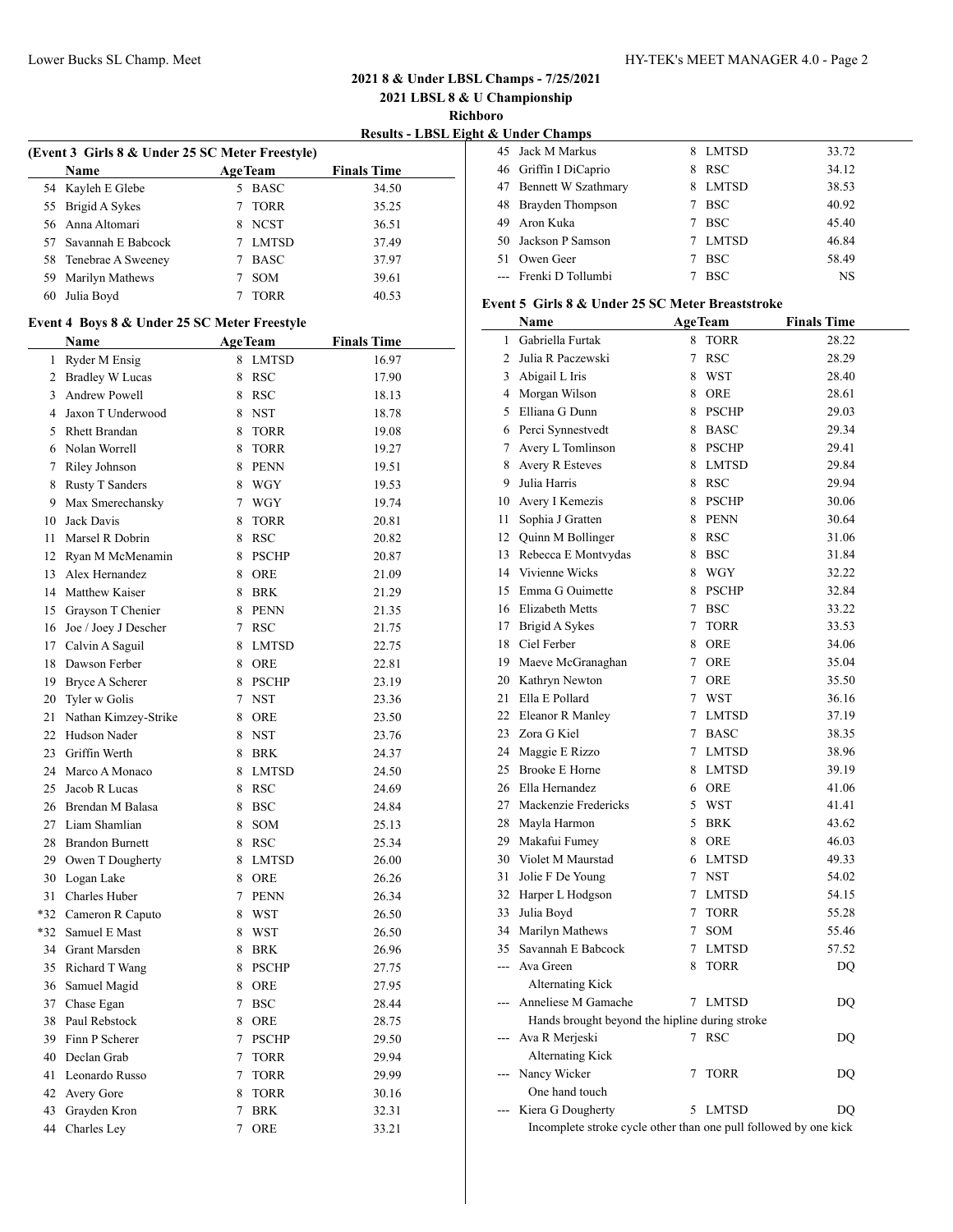## 2021 8 & Under LBSL Champs - 7/25/2021

**2021 LBSL 8 & U Championship**

**Richboro**

**Results - LBSL Eight & Under Champs**

### (Event 3 Girls 8 & Under 25 SC Meter Freestyle)

| | Name | Age | Team | Finals Time |
|---|---|---|---|---|
| 54 | Kayleh E Glebe | 5 | BASC | 34.50 |
| 55 | Brigid A Sykes | 7 | TORR | 35.25 |
| 56 | Anna Altomari | 8 | NCST | 36.51 |
| 57 | Savannah E Babcock | 7 | LMTSD | 37.49 |
| 58 | Tenebrae A Sweeney | 7 | BASC | 37.97 |
| 59 | Marilyn Mathews | 7 | SOM | 39.61 |
| 60 | Julia Boyd | 7 | TORR | 40.53 |

### Event 4 Boys 8 & Under 25 SC Meter Freestyle

| | Name | Age | Team | Finals Time |
|---|---|---|---|---|
| 1 | Ryder M Ensig | 8 | LMTSD | 16.97 |
| 2 | Bradley W Lucas | 8 | RSC | 17.90 |
| 3 | Andrew Powell | 8 | RSC | 18.13 |
| 4 | Jaxon T Underwood | 8 | NST | 18.78 |
| 5 | Rhett Brandan | 8 | TORR | 19.08 |
| 6 | Nolan Worrell | 8 | TORR | 19.27 |
| 7 | Riley Johnson | 8 | PENN | 19.51 |
| 8 | Rusty T Sanders | 8 | WGY | 19.53 |
| 9 | Max Smerechansky | 7 | WGY | 19.74 |
| 10 | Jack Davis | 8 | TORR | 20.81 |
| 11 | Marsel R Dobrin | 8 | RSC | 20.82 |
| 12 | Ryan M McMenamin | 8 | PSCHP | 20.87 |
| 13 | Alex Hernandez | 8 | ORE | 21.09 |
| 14 | Matthew Kaiser | 8 | BRK | 21.29 |
| 15 | Grayson T Chenier | 8 | PENN | 21.35 |
| 16 | Joe / Joey J Descher | 7 | RSC | 21.75 |
| 17 | Calvin A Saguil | 8 | LMTSD | 22.75 |
| 18 | Dawson Ferber | 8 | ORE | 22.81 |
| 19 | Bryce A Scherer | 8 | PSCHP | 23.19 |
| 20 | Tyler w Golis | 7 | NST | 23.36 |
| 21 | Nathan Kimzey-Strike | 8 | ORE | 23.50 |
| 22 | Hudson Nader | 8 | NST | 23.76 |
| 23 | Griffin Werth | 8 | BRK | 24.37 |
| 24 | Marco A Monaco | 8 | LMTSD | 24.50 |
| 25 | Jacob R Lucas | 8 | RSC | 24.69 |
| 26 | Brendan M Balasa | 8 | BSC | 24.84 |
| 27 | Liam Shamlian | 8 | SOM | 25.13 |
| 28 | Brandon Burnett | 8 | RSC | 25.34 |
| 29 | Owen T Dougherty | 8 | LMTSD | 26.00 |
| 30 | Logan Lake | 8 | ORE | 26.26 |
| 31 | Charles Huber | 7 | PENN | 26.34 |
| *32 | Cameron R Caputo | 8 | WST | 26.50 |
| *32 | Samuel E Mast | 8 | WST | 26.50 |
| 34 | Grant Marsden | 8 | BRK | 26.96 |
| 35 | Richard T Wang | 8 | PSCHP | 27.75 |
| 36 | Samuel Magid | 8 | ORE | 27.95 |
| 37 | Chase Egan | 7 | BSC | 28.44 |
| 38 | Paul Rebstock | 8 | ORE | 28.75 |
| 39 | Finn P Scherer | 7 | PSCHP | 29.50 |
| 40 | Declan Grab | 7 | TORR | 29.94 |
| 41 | Leonardo Russo | 7 | TORR | 29.99 |
| 42 | Avery Gore | 8 | TORR | 30.16 |
| 43 | Grayden Kron | 7 | BRK | 32.31 |
| 44 | Charles Ley | 7 | ORE | 33.21 |
| 45 | Jack M Markus | 8 | LMTSD | 33.72 |
| 46 | Griffin I DiCaprio | 8 | RSC | 34.12 |
| 47 | Bennett W Szathmary | 8 | LMTSD | 38.53 |
| 48 | Brayden Thompson | 7 | BSC | 40.92 |
| 49 | Aron Kuka | 7 | BSC | 45.40 |
| 50 | Jackson P Samson | 7 | LMTSD | 46.84 |
| 51 | Owen Geer | 7 | BSC | 58.49 |
| --- | Frenki D Tollumbi | 7 | BSC | NS |

### Event 5 Girls 8 & Under 25 SC Meter Breaststroke

| | Name | Age | Team | Finals Time |
|---|---|---|---|---|
| 1 | Gabriella Furtak | 8 | TORR | 28.22 |
| 2 | Julia R Paczewski | 7 | RSC | 28.29 |
| 3 | Abigail L Iris | 8 | WST | 28.40 |
| 4 | Morgan Wilson | 8 | ORE | 28.61 |
| 5 | Elliana G Dunn | 8 | PSCHP | 29.03 |
| 6 | Perci Synnestvedt | 8 | BASC | 29.34 |
| 7 | Avery L Tomlinson | 8 | PSCHP | 29.41 |
| 8 | Avery R Esteves | 8 | LMTSD | 29.84 |
| 9 | Julia Harris | 8 | RSC | 29.94 |
| 10 | Avery I Kemezis | 8 | PSCHP | 30.06 |
| 11 | Sophia J Gratten | 8 | PENN | 30.64 |
| 12 | Quinn M Bollinger | 8 | RSC | 31.06 |
| 13 | Rebecca E Montvydas | 8 | BSC | 31.84 |
| 14 | Vivienne Wicks | 8 | WGY | 32.22 |
| 15 | Emma G Ouimette | 8 | PSCHP | 32.84 |
| 16 | Elizabeth Metts | 7 | BSC | 33.22 |
| 17 | Brigid A Sykes | 7 | TORR | 33.53 |
| 18 | Ciel Ferber | 8 | ORE | 34.06 |
| 19 | Maeve McGranaghan | 7 | ORE | 35.04 |
| 20 | Kathryn Newton | 7 | ORE | 35.50 |
| 21 | Ella E Pollard | 7 | WST | 36.16 |
| 22 | Eleanor R Manley | 7 | LMTSD | 37.19 |
| 23 | Zora G Kiel | 7 | BASC | 38.35 |
| 24 | Maggie E Rizzo | 7 | LMTSD | 38.96 |
| 25 | Brooke E Horne | 8 | LMTSD | 39.19 |
| 26 | Ella Hernandez | 6 | ORE | 41.06 |
| 27 | Mackenzie Fredericks | 5 | WST | 41.41 |
| 28 | Mayla Harmon | 5 | BRK | 43.62 |
| 29 | Makafui Fumey | 8 | ORE | 46.03 |
| 30 | Violet M Maurstad | 6 | LMTSD | 49.33 |
| 31 | Jolie F De Young | 7 | NST | 54.02 |
| 32 | Harper L Hodgson | 7 | LMTSD | 54.15 |
| 33 | Julia Boyd | 7 | TORR | 55.28 |
| 34 | Marilyn Mathews | 7 | SOM | 55.46 |
| 35 | Savannah E Babcock | 7 | LMTSD | 57.52 |
| --- | Ava Green<br>Alternating Kick | 8 | TORR | DQ |
| --- | Anneliese M Gamache<br>Hands brought beyond the hipline during stroke | 7 | LMTSD | DQ |
| --- | Ava R Merjeski<br>Alternating Kick | 7 | RSC | DQ |
| --- | Nancy Wicker<br>One hand touch | 7 | TORR | DQ |
| --- | Kiera G Dougherty<br>Incomplete stroke cycle other than one pull followed by one kick | 5 | LMTSD | DQ |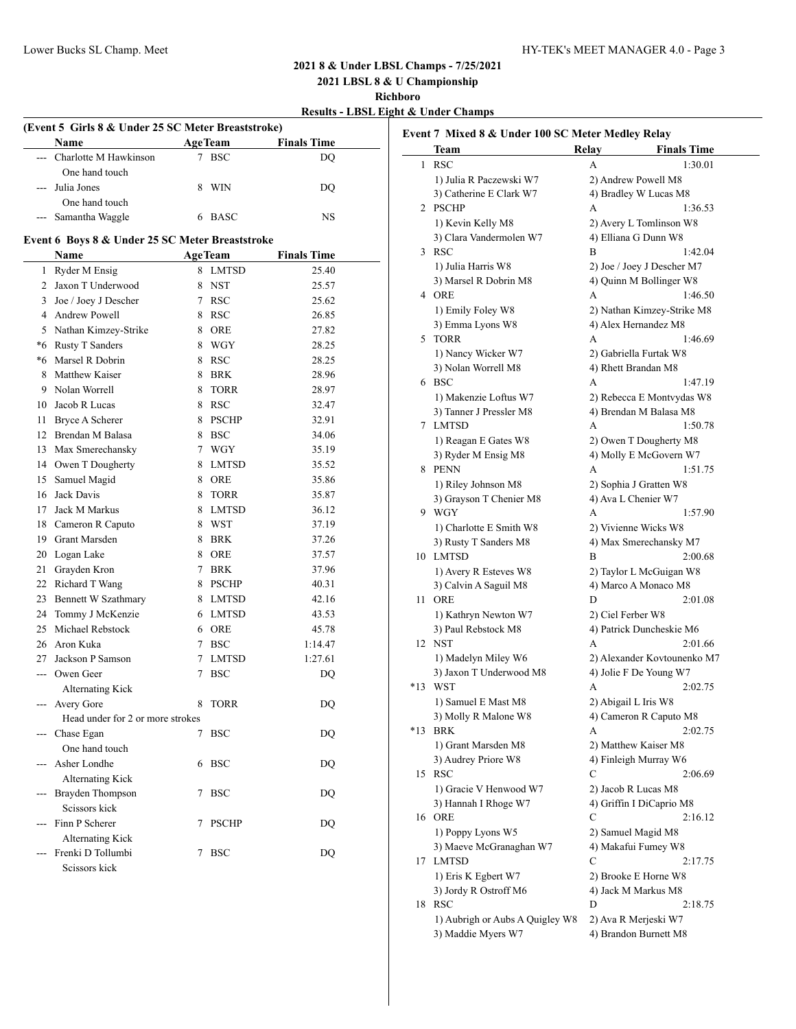## 2021 8 & Under LBSL Champs - 7/25/2021

### 2021 LBSL 8 & U Championship

### Richboro

### Results - LBSL Eight & Under Champs

**(Event 5 Girls 8 & Under 25 SC Meter Breaststroke)**

| | Name | Age | Team | Finals Time |
|---|---|---|---|---|
| --- | Charlotte M Hawkinson | 7 | BSC | DQ |
| | One hand touch | | | |
| --- | Julia Jones | 8 | WIN | DQ |
| | One hand touch | | | |
| --- | Samantha Waggle | 6 | BASC | NS |

**Event 6 Boys 8 & Under 25 SC Meter Breaststroke**

| | Name | Age | Team | Finals Time |
|---|---|---|---|---|
| 1 | Ryder M Ensig | 8 | LMTSD | 25.40 |
| 2 | Jaxon T Underwood | 8 | NST | 25.57 |
| 3 | Joe / Joey J Descher | 7 | RSC | 25.62 |
| 4 | Andrew Powell | 8 | RSC | 26.85 |
| 5 | Nathan Kimzey-Strike | 8 | ORE | 27.82 |
| *6 | Rusty T Sanders | 8 | WGY | 28.25 |
| *6 | Marsel R Dobrin | 8 | RSC | 28.25 |
| 8 | Matthew Kaiser | 8 | BRK | 28.96 |
| 9 | Nolan Worrell | 8 | TORR | 28.97 |
| 10 | Jacob R Lucas | 8 | RSC | 32.47 |
| 11 | Bryce A Scherer | 8 | PSCHP | 32.91 |
| 12 | Brendan M Balasa | 8 | BSC | 34.06 |
| 13 | Max Smerechansky | 7 | WGY | 35.19 |
| 14 | Owen T Dougherty | 8 | LMTSD | 35.52 |
| 15 | Samuel Magid | 8 | ORE | 35.86 |
| 16 | Jack Davis | 8 | TORR | 35.87 |
| 17 | Jack M Markus | 8 | LMTSD | 36.12 |
| 18 | Cameron R Caputo | 8 | WST | 37.19 |
| 19 | Grant Marsden | 8 | BRK | 37.26 |
| 20 | Logan Lake | 8 | ORE | 37.57 |
| 21 | Grayden Kron | 7 | BRK | 37.96 |
| 22 | Richard T Wang | 8 | PSCHP | 40.31 |
| 23 | Bennett W Szathmary | 8 | LMTSD | 42.16 |
| 24 | Tommy J McKenzie | 6 | LMTSD | 43.53 |
| 25 | Michael Rebstock | 6 | ORE | 45.78 |
| 26 | Aron Kuka | 7 | BSC | 1:14.47 |
| 27 | Jackson P Samson | 7 | LMTSD | 1:27.61 |
| --- | Owen Geer | 7 | BSC | DQ |
| | Alternating Kick | | | |
| --- | Avery Gore | 8 | TORR | DQ |
| | Head under for 2 or more strokes | | | |
| --- | Chase Egan | 7 | BSC | DQ |
| | One hand touch | | | |
| --- | Asher Londhe | 6 | BSC | DQ |
| | Alternating Kick | | | |
| --- | Brayden Thompson | 7 | BSC | DQ |
| | Scissors kick | | | |
| --- | Finn P Scherer | 7 | PSCHP | DQ |
| | Alternating Kick | | | |
| --- | Frenki D Tollumbi | 7 | BSC | DQ |
| | Scissors kick | | | |

**Event 7 Mixed 8 & Under 100 SC Meter Medley Relay**

| | Team | Relay | Finals Time |
|---|---|---|---|
| 1 | RSC | A | 1:30.01 |
| | 1) Julia R Paczewski W7 | 2) Andrew Powell M8 | |
| | 3) Catherine E Clark W7 | 4) Bradley W Lucas M8 | |
| 2 | PSCHP | A | 1:36.53 |
| | 1) Kevin Kelly M8 | 2) Avery L Tomlinson W8 | |
| | 3) Clara Vandermolen W7 | 4) Elliana G Dunn W8 | |
| 3 | RSC | B | 1:42.04 |
| | 1) Julia Harris W8 | 2) Joe / Joey J Descher M7 | |
| | 3) Marsel R Dobrin M8 | 4) Quinn M Bollinger W8 | |
| 4 | ORE | A | 1:46.50 |
| | 1) Emily Foley W8 | 2) Nathan Kimzey-Strike M8 | |
| | 3) Emma Lyons W8 | 4) Alex Hernandez M8 | |
| 5 | TORR | A | 1:46.69 |
| | 1) Nancy Wicker W7 | 2) Gabriella Furtak W8 | |
| | 3) Nolan Worrell M8 | 4) Rhett Brandan M8 | |
| 6 | BSC | A | 1:47.19 |
| | 1) Makenzie Loftus W7 | 2) Rebecca E Montvydas W8 | |
| | 3) Tanner J Pressler M8 | 4) Brendan M Balasa M8 | |
| 7 | LMTSD | A | 1:50.78 |
| | 1) Reagan E Gates W8 | 2) Owen T Dougherty M8 | |
| | 3) Ryder M Ensig M8 | 4) Molly E McGovern W7 | |
| 8 | PENN | A | 1:51.75 |
| | 1) Riley Johnson M8 | 2) Sophia J Gratten W8 | |
| | 3) Grayson T Chenier M8 | 4) Ava L Chenier W7 | |
| 9 | WGY | A | 1:57.90 |
| | 1) Charlotte E Smith W8 | 2) Vivienne Wicks W8 | |
| | 3) Rusty T Sanders M8 | 4) Max Smerechansky M7 | |
| 10 | LMTSD | B | 2:00.68 |
| | 1) Avery R Esteves W8 | 2) Taylor L McGuigan W8 | |
| | 3) Calvin A Saguil M8 | 4) Marco A Monaco M8 | |
| 11 | ORE | D | 2:01.08 |
| | 1) Kathryn Newton W7 | 2) Ciel Ferber W8 | |
| | 3) Paul Rebstock M8 | 4) Patrick Duncheskie M6 | |
| 12 | NST | A | 2:01.66 |
| | 1) Madelyn Miley W6 | 2) Alexander Kovtounenko M7 | |
| | 3) Jaxon T Underwood M8 | 4) Jolie F De Young W7 | |
| *13 | WST | A | 2:02.75 |
| | 1) Samuel E Mast M8 | 2) Abigail L Iris W8 | |
| | 3) Molly R Malone W8 | 4) Cameron R Caputo M8 | |
| *13 | BRK | A | 2:02.75 |
| | 1) Grant Marsden M8 | 2) Matthew Kaiser M8 | |
| | 3) Audrey Priore W8 | 4) Finleigh Murray W6 | |
| 15 | RSC | C | 2:06.69 |
| | 1) Gracie V Henwood W7 | 2) Jacob R Lucas M8 | |
| | 3) Hannah I Rhoge W7 | 4) Griffin I DiCaprio M8 | |
| 16 | ORE | C | 2:16.12 |
| | 1) Poppy Lyons W5 | 2) Samuel Magid M8 | |
| | 3) Maeve McGranaghan W7 | 4) Makafui Fumey W8 | |
| 17 | LMTSD | C | 2:17.75 |
| | 1) Eris K Egbert W7 | 2) Brooke E Horne W8 | |
| | 3) Jordy R Ostroff M6 | 4) Jack M Markus M8 | |
| 18 | RSC | D | 2:18.75 |
| | 1) Aubrigh or Aubs A Quigley W8 | 2) Ava R Merjeski W7 | |
| | 3) Maddie Myers W7 | 4) Brandon Burnett M8 | |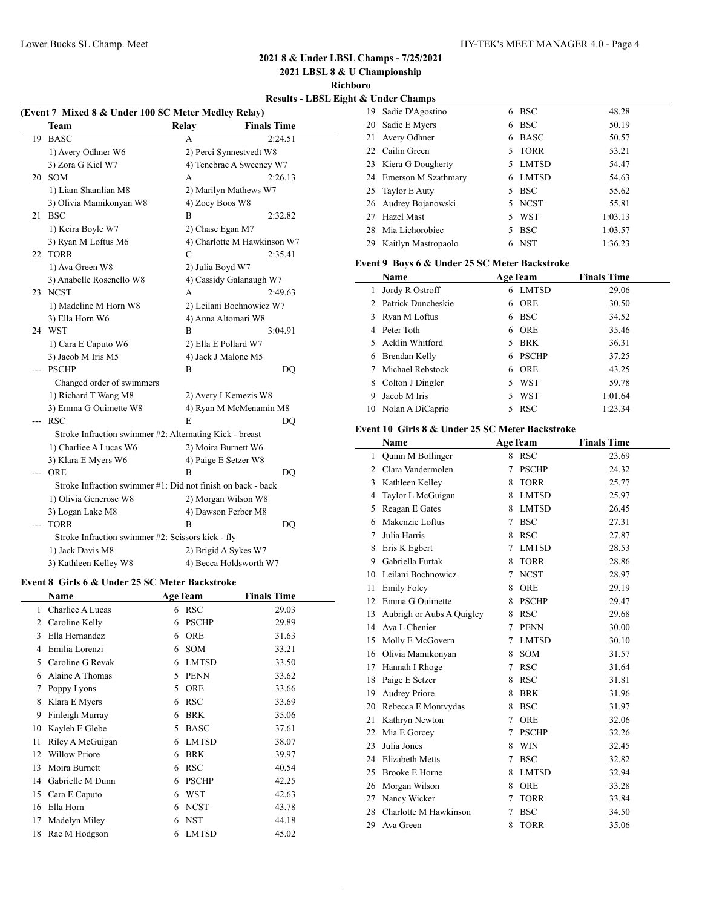## 2021 8 & Under LBSL Champs - 7/25/2021

**2021 LBSL 8 & U Championship**

**Richboro**

**Results - LBSL Eight & Under Champs**

### (Event 7 Mixed 8 & Under 100 SC Meter Medley Relay)

| | Team | Relay | Finals Time |
|---|---|---|---|
| 19 | BASC | A | 2:24.51 |
| | 1) Avery Odhner W6 | 2) Perci Synnestvedt W8 | |
| | 3) Zora G Kiel W7 | 4) Tenebrae A Sweeney W7 | |
| 20 | SOM | A | 2:26.13 |
| | 1) Liam Shamlian M8 | 2) Marilyn Mathews W7 | |
| | 3) Olivia Mamikonyan W8 | 4) Zoey Boos W8 | |
| 21 | BSC | B | 2:32.82 |
| | 1) Keira Boyle W7 | 2) Chase Egan M7 | |
| | 3) Ryan M Loftus M6 | 4) Charlotte M Hawkinson W7 | |
| 22 | TORR | C | 2:35.41 |
| | 1) Ava Green W8 | 2) Julia Boyd W7 | |
| | 3) Anabelle Rosenello W8 | 4) Cassidy Galanaugh W7 | |
| 23 | NCST | A | 2:49.63 |
| | 1) Madeline M Horn W8 | 2) Leilani Bochnowicz W7 | |
| | 3) Ella Horn W6 | 4) Anna Altomari W8 | |
| 24 | WST | B | 3:04.91 |
| | 1) Cara E Caputo W6 | 2) Ella E Pollard W7 | |
| | 3) Jacob M Iris M5 | 4) Jack J Malone M5 | |
| --- | PSCHP | B | DQ |
| | Changed order of swimmers | | |
| | 1) Richard T Wang M8 | 2) Avery I Kemezis W8 | |
| | 3) Emma G Ouimette W8 | 4) Ryan M McMenamin M8 | |
| --- | RSC | E | DQ |
| | Stroke Infraction swimmer #2: Alternating Kick - breast | | |
| | 1) Charliee A Lucas W6 | 2) Moira Burnett W6 | |
| | 3) Klara E Myers W6 | 4) Paige E Setzer W8 | |
| --- | ORE | B | DQ |
| | Stroke Infraction swimmer #1: Did not finish on back - back | | |
| | 1) Olivia Generose W8 | 2) Morgan Wilson W8 | |
| | 3) Logan Lake M8 | 4) Dawson Ferber M8 | |
| --- | TORR | B | DQ |
| | Stroke Infraction swimmer #2: Scissors kick - fly | | |
| | 1) Jack Davis M8 | 2) Brigid A Sykes W7 | |
| | 3) Kathleen Kelley W8 | 4) Becca Holdsworth W7 | |

### Event 8 Girls 6 & Under 25 SC Meter Backstroke

| | Name | Age | Team | Finals Time |
|---|---|---|---|---|
| 1 | Charliee A Lucas | 6 | RSC | 29.03 |
| 2 | Caroline Kelly | 6 | PSCHP | 29.89 |
| 3 | Ella Hernandez | 6 | ORE | 31.63 |
| 4 | Emilia Lorenzi | 6 | SOM | 33.21 |
| 5 | Caroline G Revak | 6 | LMTSD | 33.50 |
| 6 | Alaine A Thomas | 5 | PENN | 33.62 |
| 7 | Poppy Lyons | 5 | ORE | 33.66 |
| 8 | Klara E Myers | 6 | RSC | 33.69 |
| 9 | Finleigh Murray | 6 | BRK | 35.06 |
| 10 | Kayleh E Glebe | 5 | BASC | 37.61 |
| 11 | Riley A McGuigan | 6 | LMTSD | 38.07 |
| 12 | Willow Priore | 6 | BRK | 39.97 |
| 13 | Moira Burnett | 6 | RSC | 40.54 |
| 14 | Gabrielle M Dunn | 6 | PSCHP | 42.25 |
| 15 | Cara E Caputo | 6 | WST | 42.63 |
| 16 | Ella Horn | 6 | NCST | 43.78 |
| 17 | Madelyn Miley | 6 | NST | 44.18 |
| 18 | Rae M Hodgson | 6 | LMTSD | 45.02 |
| 19 | Sadie D'Agostino | 6 | BSC | 48.28 |
| 20 | Sadie E Myers | 6 | BSC | 50.19 |
| 21 | Avery Odhner | 6 | BASC | 50.57 |
| 22 | Cailin Green | 5 | TORR | 53.21 |
| 23 | Kiera G Dougherty | 5 | LMTSD | 54.47 |
| 24 | Emerson M Szathmary | 6 | LMTSD | 54.63 |
| 25 | Taylor E Auty | 5 | BSC | 55.62 |
| 26 | Audrey Bojanowski | 5 | NCST | 55.81 |
| 27 | Hazel Mast | 5 | WST | 1:03.13 |
| 28 | Mia Lichorobiec | 5 | BSC | 1:03.57 |
| 29 | Kaitlyn Mastropaolo | 6 | NST | 1:36.23 |

### Event 9 Boys 6 & Under 25 SC Meter Backstroke

| | Name | Age | Team | Finals Time |
|---|---|---|---|---|
| 1 | Jordy R Ostroff | 6 | LMTSD | 29.06 |
| 2 | Patrick Duncheskie | 6 | ORE | 30.50 |
| 3 | Ryan M Loftus | 6 | BSC | 34.52 |
| 4 | Peter Toth | 6 | ORE | 35.46 |
| 5 | Acklin Whitford | 5 | BRK | 36.31 |
| 6 | Brendan Kelly | 6 | PSCHP | 37.25 |
| 7 | Michael Rebstock | 6 | ORE | 43.25 |
| 8 | Colton J Dingler | 5 | WST | 59.78 |
| 9 | Jacob M Iris | 5 | WST | 1:01.64 |
| 10 | Nolan A DiCaprio | 5 | RSC | 1:23.34 |

### Event 10 Girls 8 & Under 25 SC Meter Backstroke

| | Name | Age | Team | Finals Time |
|---|---|---|---|---|
| 1 | Quinn M Bollinger | 8 | RSC | 23.69 |
| 2 | Clara Vandermolen | 7 | PSCHP | 24.32 |
| 3 | Kathleen Kelley | 8 | TORR | 25.77 |
| 4 | Taylor L McGuigan | 8 | LMTSD | 25.97 |
| 5 | Reagan E Gates | 8 | LMTSD | 26.45 |
| 6 | Makenzie Loftus | 7 | BSC | 27.31 |
| 7 | Julia Harris | 8 | RSC | 27.87 |
| 8 | Eris K Egbert | 7 | LMTSD | 28.53 |
| 9 | Gabriella Furtak | 8 | TORR | 28.86 |
| 10 | Leilani Bochnowicz | 7 | NCST | 28.97 |
| 11 | Emily Foley | 8 | ORE | 29.19 |
| 12 | Emma G Ouimette | 8 | PSCHP | 29.47 |
| 13 | Aubrigh or Aubs A Quigley | 8 | RSC | 29.68 |
| 14 | Ava L Chenier | 7 | PENN | 30.00 |
| 15 | Molly E McGovern | 7 | LMTSD | 30.10 |
| 16 | Olivia Mamikonyan | 8 | SOM | 31.57 |
| 17 | Hannah I Rhoge | 7 | RSC | 31.64 |
| 18 | Paige E Setzer | 8 | RSC | 31.81 |
| 19 | Audrey Priore | 8 | BRK | 31.96 |
| 20 | Rebecca E Montvydas | 8 | BSC | 31.97 |
| 21 | Kathryn Newton | 7 | ORE | 32.06 |
| 22 | Mia E Gorcey | 7 | PSCHP | 32.26 |
| 23 | Julia Jones | 8 | WIN | 32.45 |
| 24 | Elizabeth Metts | 7 | BSC | 32.82 |
| 25 | Brooke E Horne | 8 | LMTSD | 32.94 |
| 26 | Morgan Wilson | 8 | ORE | 33.28 |
| 27 | Nancy Wicker | 7 | TORR | 33.84 |
| 28 | Charlotte M Hawkinson | 7 | BSC | 34.50 |
| 29 | Ava Green | 8 | TORR | 35.06 |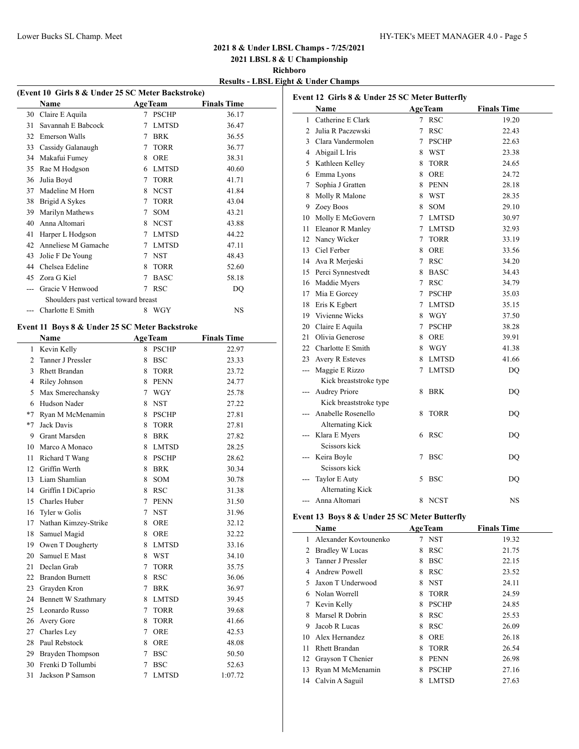**2021 8 & Under LBSL Champs - 7/25/2021**
**2021 LBSL 8 & U Championship**
**Richboro**
**Results - LBSL Eight & Under Champs**

### (Event 10 Girls 8 & Under 25 SC Meter Backstroke)

| | Name | Age | Team | Finals Time |
|---|---|---|---|---|
| 30 | Claire E Aquila | 7 | PSCHP | 36.17 |
| 31 | Savannah E Babcock | 7 | LMTSD | 36.47 |
| 32 | Emerson Walls | 7 | BRK | 36.55 |
| 33 | Cassidy Galanaugh | 7 | TORR | 36.77 |
| 34 | Makafui Fumey | 8 | ORE | 38.31 |
| 35 | Rae M Hodgson | 6 | LMTSD | 40.60 |
| 36 | Julia Boyd | 7 | TORR | 41.71 |
| 37 | Madeline M Horn | 8 | NCST | 41.84 |
| 38 | Brigid A Sykes | 7 | TORR | 43.04 |
| 39 | Marilyn Mathews | 7 | SOM | 43.21 |
| 40 | Anna Altomari | 8 | NCST | 43.88 |
| 41 | Harper L Hodgson | 7 | LMTSD | 44.22 |
| 42 | Anneliese M Gamache | 7 | LMTSD | 47.11 |
| 43 | Jolie F De Young | 7 | NST | 48.43 |
| 44 | Chelsea Edeline | 8 | TORR | 52.60 |
| 45 | Zora G Kiel | 7 | BASC | 58.18 |
| --- | Gracie V Henwood | 7 | RSC | DQ |
| | Shoulders past vertical toward breast | | | |
| --- | Charlotte E Smith | 8 | WGY | NS |

### Event 11 Boys 8 & Under 25 SC Meter Backstroke

| | Name | Age | Team | Finals Time |
|---|---|---|---|---|
| 1 | Kevin Kelly | 8 | PSCHP | 22.97 |
| 2 | Tanner J Pressler | 8 | BSC | 23.33 |
| 3 | Rhett Brandan | 8 | TORR | 23.72 |
| 4 | Riley Johnson | 8 | PENN | 24.77 |
| 5 | Max Smerechansky | 7 | WGY | 25.78 |
| 6 | Hudson Nader | 8 | NST | 27.22 |
| *7 | Ryan M McMenamin | 8 | PSCHP | 27.81 |
| *7 | Jack Davis | 8 | TORR | 27.81 |
| 9 | Grant Marsden | 8 | BRK | 27.82 |
| 10 | Marco A Monaco | 8 | LMTSD | 28.25 |
| 11 | Richard T Wang | 8 | PSCHP | 28.62 |
| 12 | Griffin Werth | 8 | BRK | 30.34 |
| 13 | Liam Shamlian | 8 | SOM | 30.78 |
| 14 | Griffin I DiCaprio | 8 | RSC | 31.38 |
| 15 | Charles Huber | 7 | PENN | 31.50 |
| 16 | Tyler w Golis | 7 | NST | 31.96 |
| 17 | Nathan Kimzey-Strike | 8 | ORE | 32.12 |
| 18 | Samuel Magid | 8 | ORE | 32.22 |
| 19 | Owen T Dougherty | 8 | LMTSD | 33.16 |
| 20 | Samuel E Mast | 8 | WST | 34.10 |
| 21 | Declan Grab | 7 | TORR | 35.75 |
| 22 | Brandon Burnett | 8 | RSC | 36.06 |
| 23 | Grayden Kron | 7 | BRK | 36.97 |
| 24 | Bennett W Szathmary | 8 | LMTSD | 39.45 |
| 25 | Leonardo Russo | 7 | TORR | 39.68 |
| 26 | Avery Gore | 8 | TORR | 41.66 |
| 27 | Charles Ley | 7 | ORE | 42.53 |
| 28 | Paul Rebstock | 8 | ORE | 48.08 |
| 29 | Brayden Thompson | 7 | BSC | 50.50 |
| 30 | Frenki D Tollumbi | 7 | BSC | 52.63 |
| 31 | Jackson P Samson | 7 | LMTSD | 1:07.72 |

### Event 12 Girls 8 & Under 25 SC Meter Butterfly

| | Name | Age | Team | Finals Time |
|---|---|---|---|---|
| 1 | Catherine E Clark | 7 | RSC | 19.20 |
| 2 | Julia R Paczewski | 7 | RSC | 22.43 |
| 3 | Clara Vandermolen | 7 | PSCHP | 22.63 |
| 4 | Abigail L Iris | 8 | WST | 23.38 |
| 5 | Kathleen Kelley | 8 | TORR | 24.65 |
| 6 | Emma Lyons | 8 | ORE | 24.72 |
| 7 | Sophia J Gratten | 8 | PENN | 28.18 |
| 8 | Molly R Malone | 8 | WST | 28.35 |
| 9 | Zoey Boos | 8 | SOM | 29.10 |
| 10 | Molly E McGovern | 7 | LMTSD | 30.97 |
| 11 | Eleanor R Manley | 7 | LMTSD | 32.93 |
| 12 | Nancy Wicker | 7 | TORR | 33.19 |
| 13 | Ciel Ferber | 8 | ORE | 33.56 |
| 14 | Ava R Merjeski | 7 | RSC | 34.20 |
| 15 | Perci Synnestvedt | 8 | BASC | 34.43 |
| 16 | Maddie Myers | 7 | RSC | 34.79 |
| 17 | Mia E Gorcey | 7 | PSCHP | 35.03 |
| 18 | Eris K Egbert | 7 | LMTSD | 35.15 |
| 19 | Vivienne Wicks | 8 | WGY | 37.50 |
| 20 | Claire E Aquila | 7 | PSCHP | 38.28 |
| 21 | Olivia Generose | 8 | ORE | 39.91 |
| 22 | Charlotte E Smith | 8 | WGY | 41.38 |
| 23 | Avery R Esteves | 8 | LMTSD | 41.66 |
| --- | Maggie E Rizzo | 7 | LMTSD | DQ |
| | Kick breaststroke type | | | |
| --- | Audrey Priore | 8 | BRK | DQ |
| | Kick breaststroke type | | | |
| --- | Anabelle Rosenello | 8 | TORR | DQ |
| | Alternating Kick | | | |
| --- | Klara E Myers | 6 | RSC | DQ |
| | Scissors kick | | | |
| --- | Keira Boyle | 7 | BSC | DQ |
| | Scissors kick | | | |
| --- | Taylor E Auty | 5 | BSC | DQ |
| | Alternating Kick | | | |
| --- | Anna Altomari | 8 | NCST | NS |

### Event 13 Boys 8 & Under 25 SC Meter Butterfly

| | Name | Age | Team | Finals Time |
|---|---|---|---|---|
| 1 | Alexander Kovtounenko | 7 | NST | 19.32 |
| 2 | Bradley W Lucas | 8 | RSC | 21.75 |
| 3 | Tanner J Pressler | 8 | BSC | 22.15 |
| 4 | Andrew Powell | 8 | RSC | 23.52 |
| 5 | Jaxon T Underwood | 8 | NST | 24.11 |
| 6 | Nolan Worrell | 8 | TORR | 24.59 |
| 7 | Kevin Kelly | 8 | PSCHP | 24.85 |
| 8 | Marsel R Dobrin | 8 | RSC | 25.53 |
| 9 | Jacob R Lucas | 8 | RSC | 26.09 |
| 10 | Alex Hernandez | 8 | ORE | 26.18 |
| 11 | Rhett Brandan | 8 | TORR | 26.54 |
| 12 | Grayson T Chenier | 8 | PENN | 26.98 |
| 13 | Ryan M McMenamin | 8 | PSCHP | 27.16 |
| 14 | Calvin A Saguil | 8 | LMTSD | 27.63 |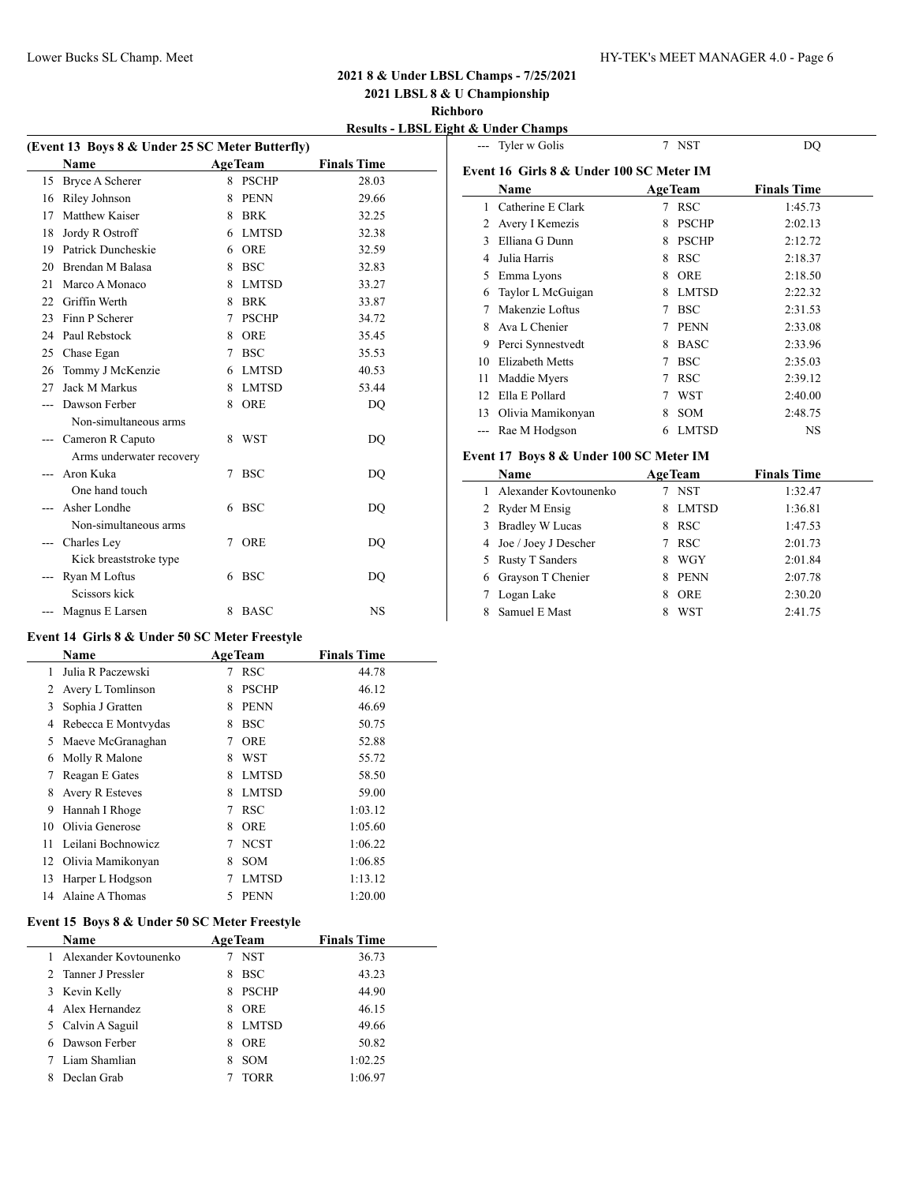**2021 8 & Under LBSL Champs - 7/25/2021**
**2021 LBSL 8 & U Championship**
**Richboro**
**Results - LBSL Eight & Under Champs**

### (Event 13 Boys 8 & Under 25 SC Meter Butterfly)

| | Name | Age | Team | Finals Time |
|---|---|---|---|---|
| 15 | Bryce A Scherer | 8 | PSCHP | 28.03 |
| 16 | Riley Johnson | 8 | PENN | 29.66 |
| 17 | Matthew Kaiser | 8 | BRK | 32.25 |
| 18 | Jordy R Ostroff | 6 | LMTSD | 32.38 |
| 19 | Patrick Duncheskie | 6 | ORE | 32.59 |
| 20 | Brendan M Balasa | 8 | BSC | 32.83 |
| 21 | Marco A Monaco | 8 | LMTSD | 33.27 |
| 22 | Griffin Werth | 8 | BRK | 33.87 |
| 23 | Finn P Scherer | 7 | PSCHP | 34.72 |
| 24 | Paul Rebstock | 8 | ORE | 35.45 |
| 25 | Chase Egan | 7 | BSC | 35.53 |
| 26 | Tommy J McKenzie | 6 | LMTSD | 40.53 |
| 27 | Jack M Markus | 8 | LMTSD | 53.44 |
| --- | Dawson Ferber | 8 | ORE | DQ |
| | Non-simultaneous arms | | | |
| --- | Cameron R Caputo | 8 | WST | DQ |
| | Arms underwater recovery | | | |
| --- | Aron Kuka | 7 | BSC | DQ |
| | One hand touch | | | |
| --- | Asher Londhe | 6 | BSC | DQ |
| | Non-simultaneous arms | | | |
| --- | Charles Ley | 7 | ORE | DQ |
| | Kick breaststroke type | | | |
| --- | Ryan M Loftus | 6 | BSC | DQ |
| | Scissors kick | | | |
| --- | Magnus E Larsen | 8 | BASC | NS |

### Event 14 Girls 8 & Under 50 SC Meter Freestyle

| | Name | Age | Team | Finals Time |
|---|---|---|---|---|
| 1 | Julia R Paczewski | 7 | RSC | 44.78 |
| 2 | Avery L Tomlinson | 8 | PSCHP | 46.12 |
| 3 | Sophia J Gratten | 8 | PENN | 46.69 |
| 4 | Rebecca E Montvydas | 8 | BSC | 50.75 |
| 5 | Maeve McGranaghan | 7 | ORE | 52.88 |
| 6 | Molly R Malone | 8 | WST | 55.72 |
| 7 | Reagan E Gates | 8 | LMTSD | 58.50 |
| 8 | Avery R Esteves | 8 | LMTSD | 59.00 |
| 9 | Hannah I Rhoge | 7 | RSC | 1:03.12 |
| 10 | Olivia Generose | 8 | ORE | 1:05.60 |
| 11 | Leilani Bochnowicz | 7 | NCST | 1:06.22 |
| 12 | Olivia Mamikonyan | 8 | SOM | 1:06.85 |
| 13 | Harper L Hodgson | 7 | LMTSD | 1:13.12 |
| 14 | Alaine A Thomas | 5 | PENN | 1:20.00 |

### Event 15 Boys 8 & Under 50 SC Meter Freestyle

| | Name | Age | Team | Finals Time |
|---|---|---|---|---|
| 1 | Alexander Kovtounenko | 7 | NST | 36.73 |
| 2 | Tanner J Pressler | 8 | BSC | 43.23 |
| 3 | Kevin Kelly | 8 | PSCHP | 44.90 |
| 4 | Alex Hernandez | 8 | ORE | 46.15 |
| 5 | Calvin A Saguil | 8 | LMTSD | 49.66 |
| 6 | Dawson Ferber | 8 | ORE | 50.82 |
| 7 | Liam Shamlian | 8 | SOM | 1:02.25 |
| 8 | Declan Grab | 7 | TORR | 1:06.97 |
| --- | Tyler w Golis | 7 | NST | DQ |

### Event 16 Girls 8 & Under 100 SC Meter IM

| | Name | Age | Team | Finals Time |
|---|---|---|---|---|
| 1 | Catherine E Clark | 7 | RSC | 1:45.73 |
| 2 | Avery I Kemezis | 8 | PSCHP | 2:02.13 |
| 3 | Elliana G Dunn | 8 | PSCHP | 2:12.72 |
| 4 | Julia Harris | 8 | RSC | 2:18.37 |
| 5 | Emma Lyons | 8 | ORE | 2:18.50 |
| 6 | Taylor L McGuigan | 8 | LMTSD | 2:22.32 |
| 7 | Makenzie Loftus | 7 | BSC | 2:31.53 |
| 8 | Ava L Chenier | 7 | PENN | 2:33.08 |
| 9 | Perci Synnestvedt | 8 | BASC | 2:33.96 |
| 10 | Elizabeth Metts | 7 | BSC | 2:35.03 |
| 11 | Maddie Myers | 7 | RSC | 2:39.12 |
| 12 | Ella E Pollard | 7 | WST | 2:40.00 |
| 13 | Olivia Mamikonyan | 8 | SOM | 2:48.75 |
| --- | Rae M Hodgson | 6 | LMTSD | NS |

### Event 17 Boys 8 & Under 100 SC Meter IM

| | Name | Age | Team | Finals Time |
|---|---|---|---|---|
| 1 | Alexander Kovtounenko | 7 | NST | 1:32.47 |
| 2 | Ryder M Ensig | 8 | LMTSD | 1:36.81 |
| 3 | Bradley W Lucas | 8 | RSC | 1:47.53 |
| 4 | Joe / Joey J Descher | 7 | RSC | 2:01.73 |
| 5 | Rusty T Sanders | 8 | WGY | 2:01.84 |
| 6 | Grayson T Chenier | 8 | PENN | 2:07.78 |
| 7 | Logan Lake | 8 | ORE | 2:30.20 |
| 8 | Samuel E Mast | 8 | WST | 2:41.75 |